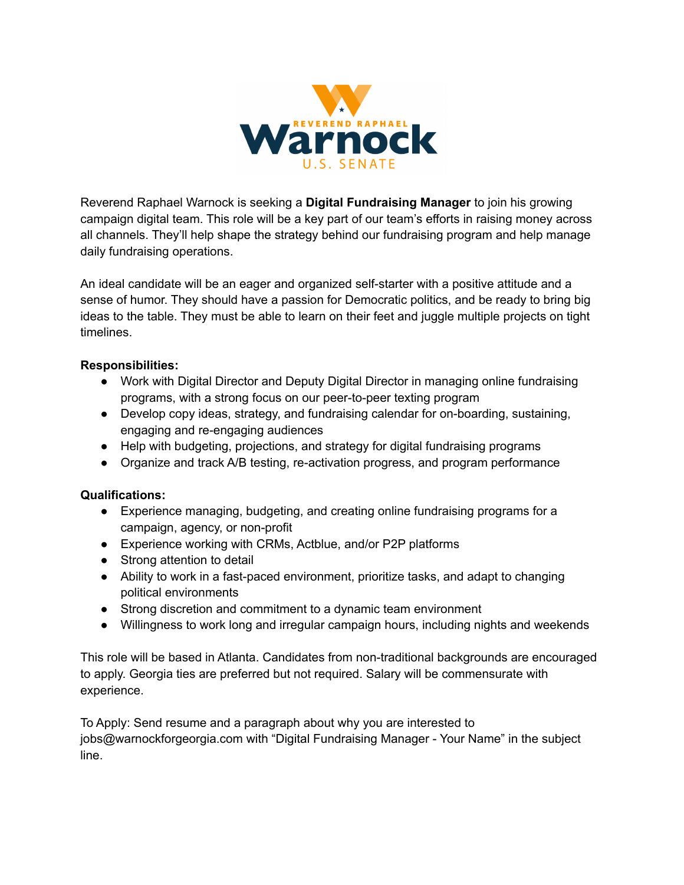REVEREND RAPHAEL

Warnock

U.S. SENATE

Reverend Raphael Warnock is seeking a **Digital Fundraising Manager** to join his growing campaign digital team. This role will be a key part of our team's efforts in raising money across all channels. They'll help shape the strategy behind our fundraising program and help manage daily fundraising operations.

An ideal candidate will be an eager and organized self-starter with a positive attitude and a sense of humor. They should have a passion for Democratic politics, and be ready to bring big ideas to the table. They must be able to learn on their feet and juggle multiple projects on tight timelines.

**Responsibilities:**

- Work with Digital Director and Deputy Digital Director in managing online fundraising programs, with a strong focus on our peer-to-peer texting program
- Develop copy ideas, strategy, and fundraising calendar for on-boarding, sustaining, engaging and re-engaging audiences
- Help with budgeting, projections, and strategy for digital fundraising programs
- Organize and track A/B testing, re-activation progress, and program performance

**Qualifications:**

- Experience managing, budgeting, and creating online fundraising programs for a campaign, agency, or non-profit
- Experience working with CRMs, Actblue, and/or P2P platforms
- Strong attention to detail
- Ability to work in a fast-paced environment, prioritize tasks, and adapt to changing political environments
- Strong discretion and commitment to a dynamic team environment
- Willingness to work long and irregular campaign hours, including nights and weekends

This role will be based in Atlanta. Candidates from non-traditional backgrounds are encouraged to apply. Georgia ties are preferred but not required. Salary will be commensurate with experience.

To Apply: Send resume and a paragraph about why you are interested to jobs@warnockforgeorgia.com with "Digital Fundraising Manager - Your Name" in the subject line.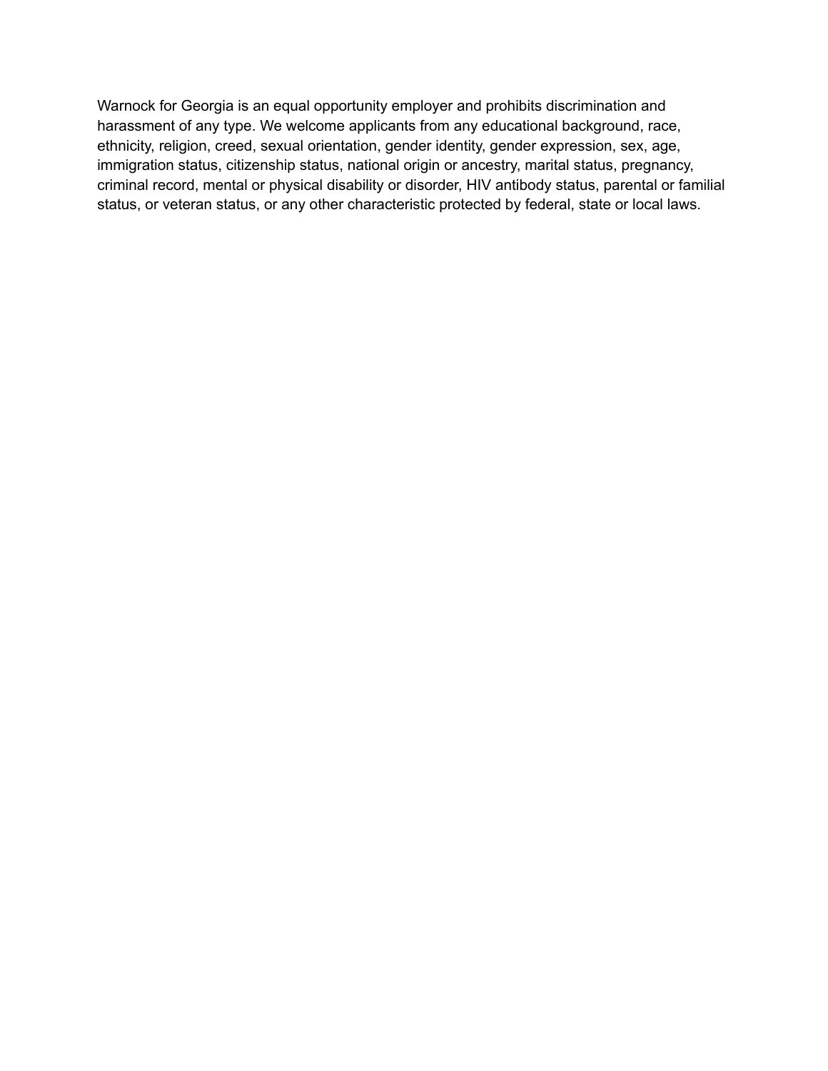Warnock for Georgia is an equal opportunity employer and prohibits discrimination and harassment of any type. We welcome applicants from any educational background, race, ethnicity, religion, creed, sexual orientation, gender identity, gender expression, sex, age, immigration status, citizenship status, national origin or ancestry, marital status, pregnancy, criminal record, mental or physical disability or disorder, HIV antibody status, parental or familial status, or veteran status, or any other characteristic protected by federal, state or local laws.